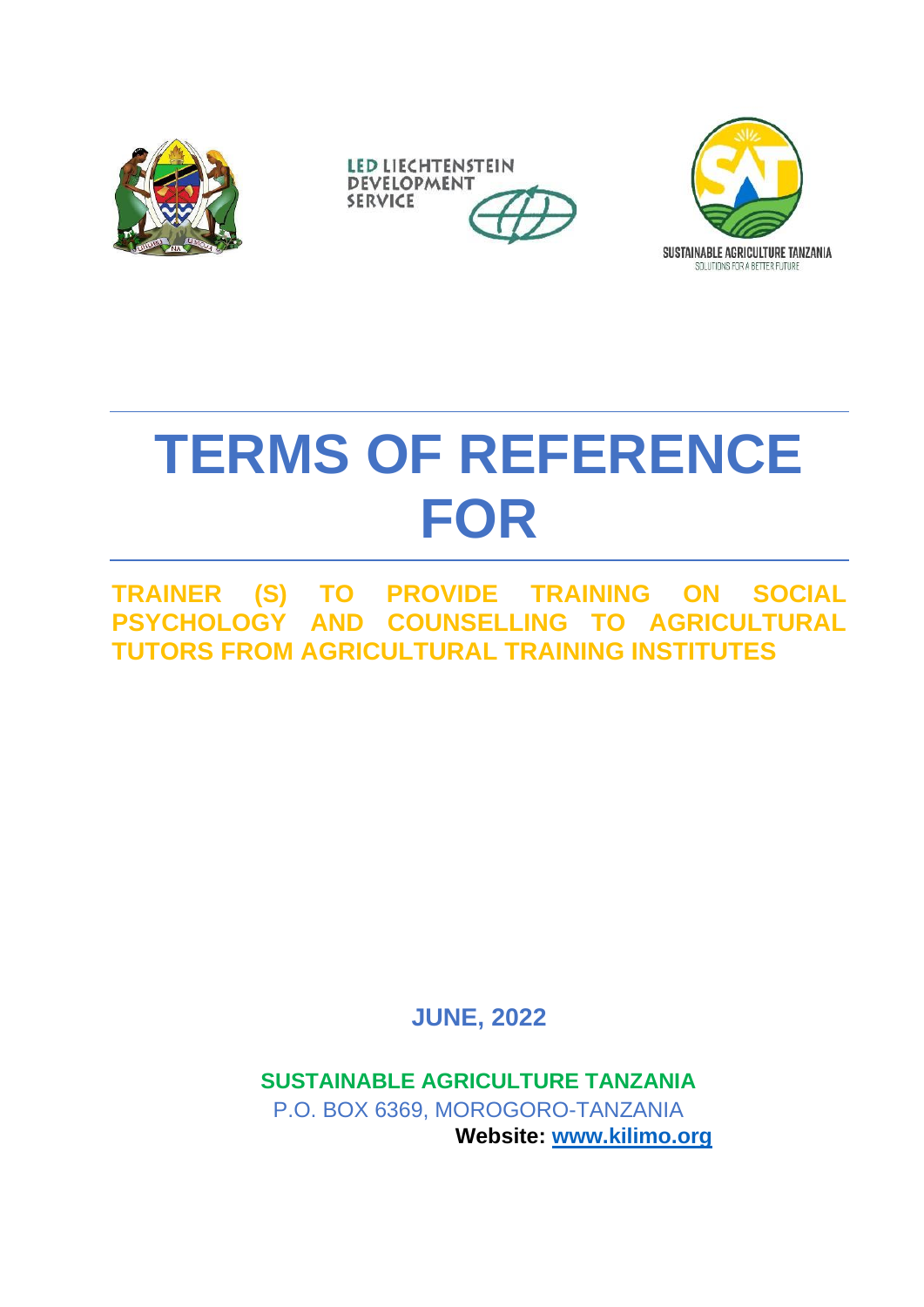# TERMS OF REFERENCE FOR

## TRAINER (S) TO PROVIDE TRAINING ON SOCIAL PSYCHOLOGY AND COUNSELLING TO AGRICULTURAL TUTORS FROM AGRICULTURAL TRAINING INSTITUTES

**JUNE, 2022**

**SUSTAINABLE AGRICULTURE TANZANIA**

P.O. BOX 6369, MOROGORO-TANZANIA

**Website: www.kilimo.org**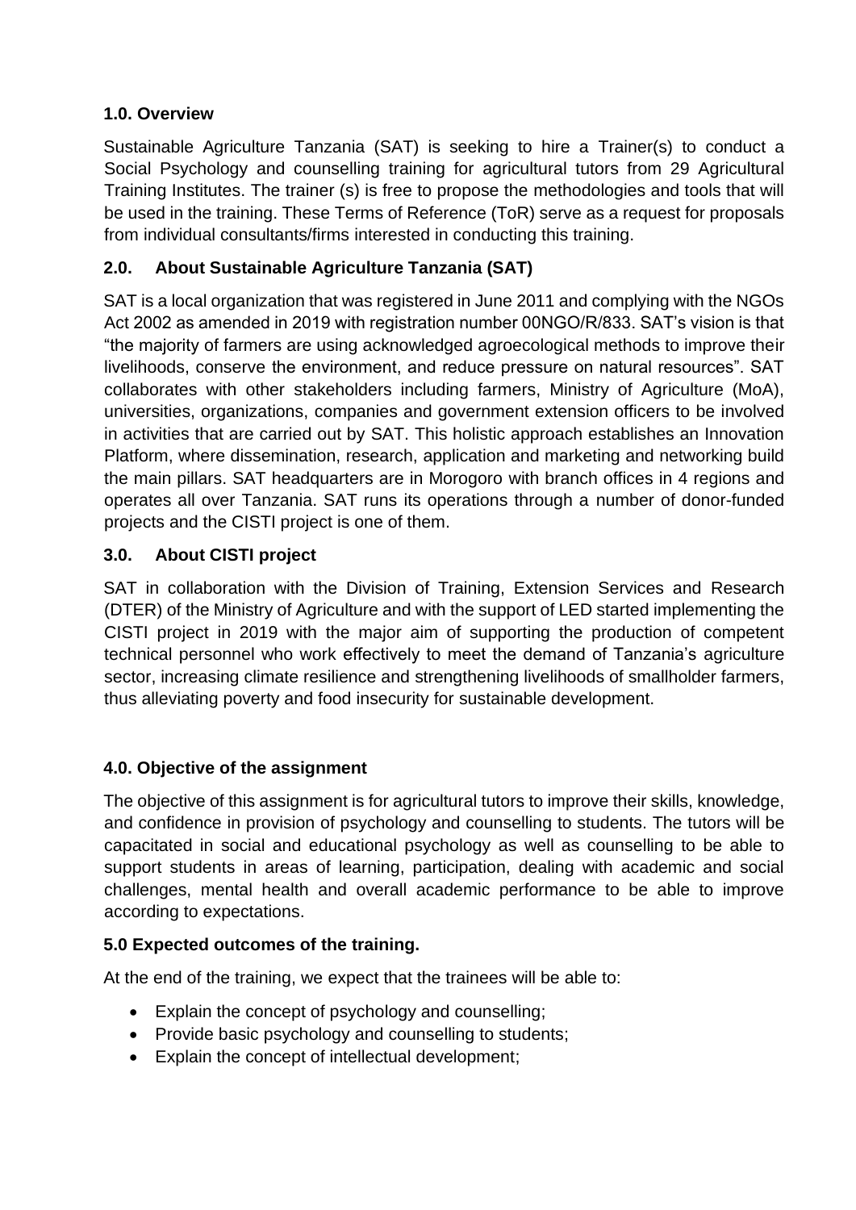## 1.0. Overview

Sustainable Agriculture Tanzania (SAT) is seeking to hire a Trainer(s) to conduct a Social Psychology and counselling training for agricultural tutors from 29 Agricultural Training Institutes. The trainer (s) is free to propose the methodologies and tools that will be used in the training. These Terms of Reference (ToR) serve as a request for proposals from individual consultants/firms interested in conducting this training.

## 2.0. About Sustainable Agriculture Tanzania (SAT)

SAT is a local organization that was registered in June 2011 and complying with the NGOs Act 2002 as amended in 2019 with registration number 00NGO/R/833. SAT's vision is that "the majority of farmers are using acknowledged agroecological methods to improve their livelihoods, conserve the environment, and reduce pressure on natural resources". SAT collaborates with other stakeholders including farmers, Ministry of Agriculture (MoA), universities, organizations, companies and government extension officers to be involved in activities that are carried out by SAT. This holistic approach establishes an Innovation Platform, where dissemination, research, application and marketing and networking build the main pillars. SAT headquarters are in Morogoro with branch offices in 4 regions and operates all over Tanzania. SAT runs its operations through a number of donor-funded projects and the CISTI project is one of them.

## 3.0. About CISTI project

SAT in collaboration with the Division of Training, Extension Services and Research (DTER) of the Ministry of Agriculture and with the support of LED started implementing the CISTI project in 2019 with the major aim of supporting the production of competent technical personnel who work effectively to meet the demand of Tanzania's agriculture sector, increasing climate resilience and strengthening livelihoods of smallholder farmers, thus alleviating poverty and food insecurity for sustainable development.

## 4.0. Objective of the assignment

The objective of this assignment is for agricultural tutors to improve their skills, knowledge, and confidence in provision of psychology and counselling to students. The tutors will be capacitated in social and educational psychology as well as counselling to be able to support students in areas of learning, participation, dealing with academic and social challenges, mental health and overall academic performance to be able to improve according to expectations.

## 5.0 Expected outcomes of the training.

At the end of the training, we expect that the trainees will be able to:

- Explain the concept of psychology and counselling;
- Provide basic psychology and counselling to students;
- Explain the concept of intellectual development;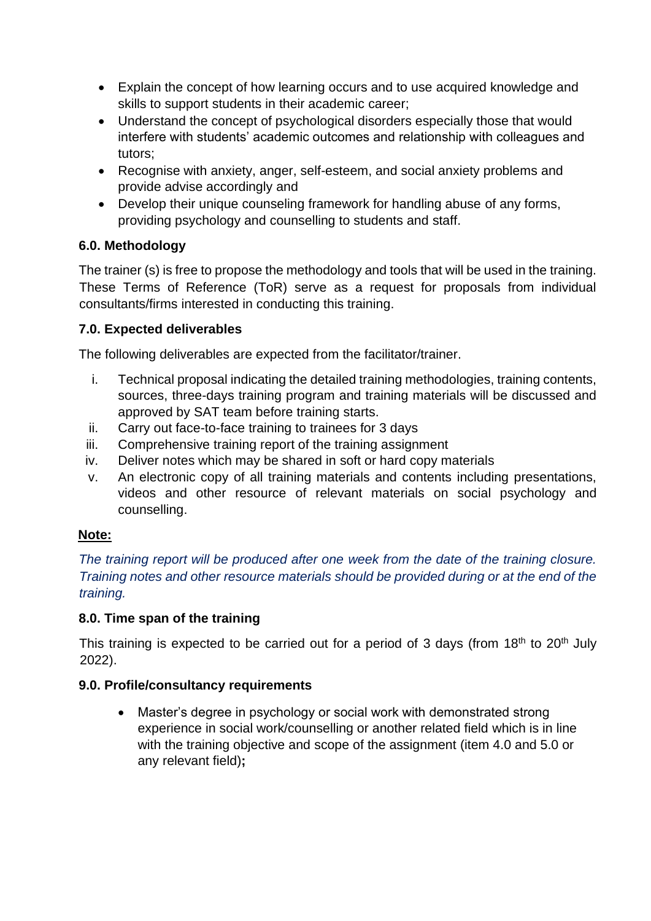- Explain the concept of how learning occurs and to use acquired knowledge and skills to support students in their academic career;
- Understand the concept of psychological disorders especially those that would interfere with students' academic outcomes and relationship with colleagues and tutors;
- Recognise with anxiety, anger, self-esteem, and social anxiety problems and provide advise accordingly and
- Develop their unique counseling framework for handling abuse of any forms, providing psychology and counselling to students and staff.

### 6.0. Methodology

The trainer (s) is free to propose the methodology and tools that will be used in the training. These Terms of Reference (ToR) serve as a request for proposals from individual consultants/firms interested in conducting this training.

### 7.0. Expected deliverables

The following deliverables are expected from the facilitator/trainer.

i. Technical proposal indicating the detailed training methodologies, training contents, sources, three-days training program and training materials will be discussed and approved by SAT team before training starts.
ii. Carry out face-to-face training to trainees for 3 days
iii. Comprehensive training report of the training assignment
iv. Deliver notes which may be shared in soft or hard copy materials
v. An electronic copy of all training materials and contents including presentations, videos and other resource of relevant materials on social psychology and counselling.

**Note:**

*The training report will be produced after one week from the date of the training closure. Training notes and other resource materials should be provided during or at the end of the training.*

### 8.0. Time span of the training

This training is expected to be carried out for a period of 3 days (from 18th to 20th July 2022).

### 9.0. Profile/consultancy requirements

- Master's degree in psychology or social work with demonstrated strong experience in social work/counselling or another related field which is in line with the training objective and scope of the assignment (item 4.0 and 5.0 or any relevant field)**;**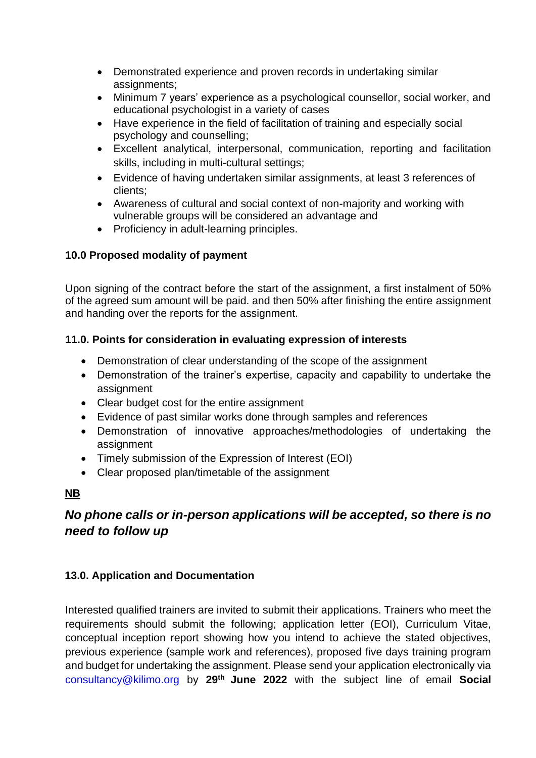- Demonstrated experience and proven records in undertaking similar assignments;
- Minimum 7 years' experience as a psychological counsellor, social worker, and educational psychologist in a variety of cases
- Have experience in the field of facilitation of training and especially social psychology and counselling;
- Excellent analytical, interpersonal, communication, reporting and facilitation skills, including in multi-cultural settings;
- Evidence of having undertaken similar assignments, at least 3 references of clients;
- Awareness of cultural and social context of non-majority and working with vulnerable groups will be considered an advantage and
- Proficiency in adult-learning principles.

**10.0 Proposed modality of payment**

Upon signing of the contract before the start of the assignment, a first instalment of 50% of the agreed sum amount will be paid. and then 50% after finishing the entire assignment and handing over the reports for the assignment.

**11.0. Points for consideration in evaluating expression of interests**

- Demonstration of clear understanding of the scope of the assignment
- Demonstration of the trainer's expertise, capacity and capability to undertake the assignment
- Clear budget cost for the entire assignment
- Evidence of past similar works done through samples and references
- Demonstration of innovative approaches/methodologies of undertaking the assignment
- Timely submission of the Expression of Interest (EOI)
- Clear proposed plan/timetable of the assignment

**NB**

***No phone calls or in-person applications will be accepted, so there is no need to follow up***

**13.0. Application and Documentation**

Interested qualified trainers are invited to submit their applications. Trainers who meet the requirements should submit the following; application letter (EOI), Curriculum Vitae, conceptual inception report showing how you intend to achieve the stated objectives, previous experience (sample work and references), proposed five days training program and budget for undertaking the assignment. Please send your application electronically via consultancy@kilimo.org by **29th June 2022** with the subject line of email **Social**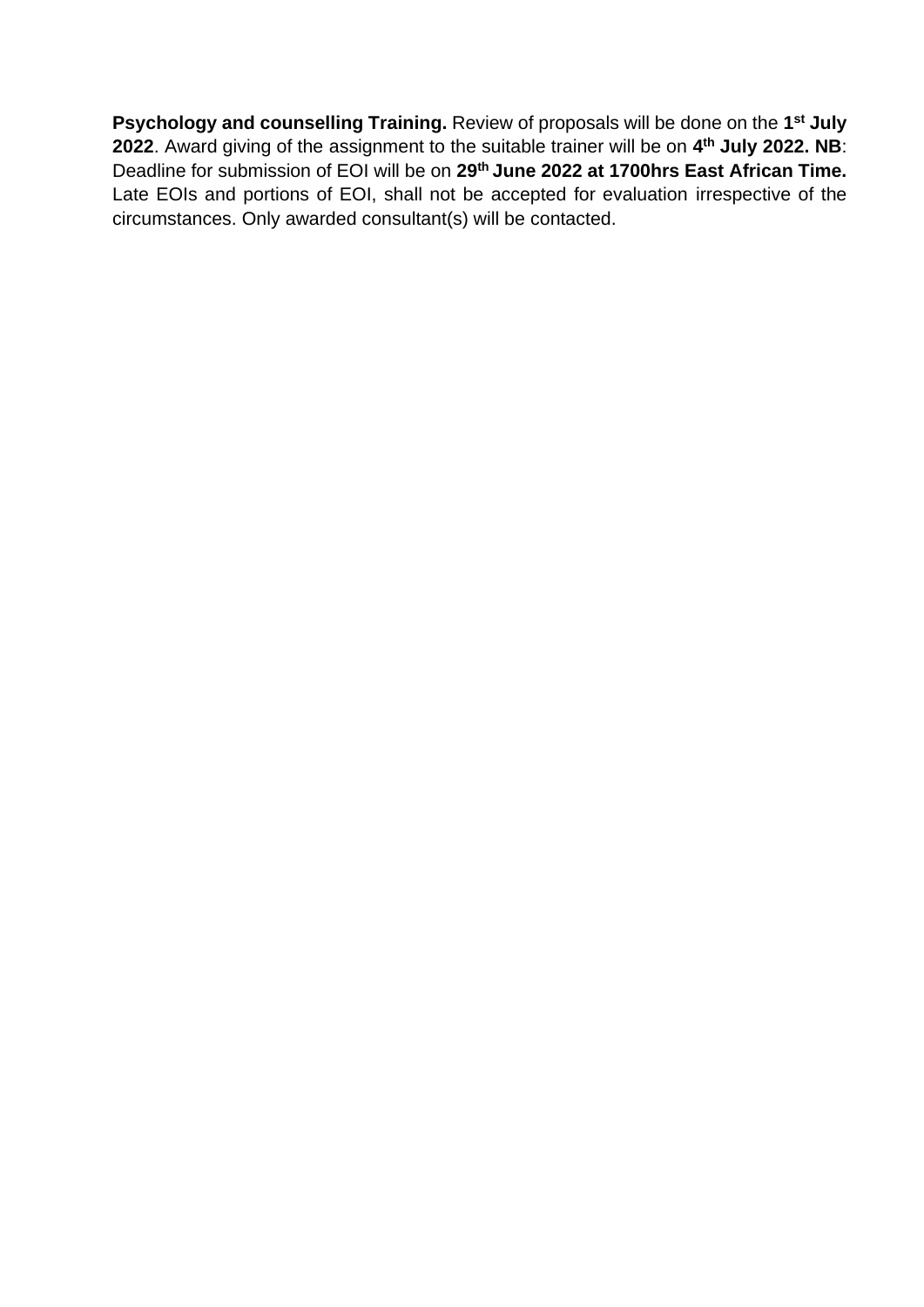**Psychology and counselling Training.** Review of proposals will be done on the **1st July 2022**. Award giving of the assignment to the suitable trainer will be on **4th July 2022. NB**: Deadline for submission of EOI will be on **29th June 2022 at 1700hrs East African Time.** Late EOIs and portions of EOI, shall not be accepted for evaluation irrespective of the circumstances. Only awarded consultant(s) will be contacted.